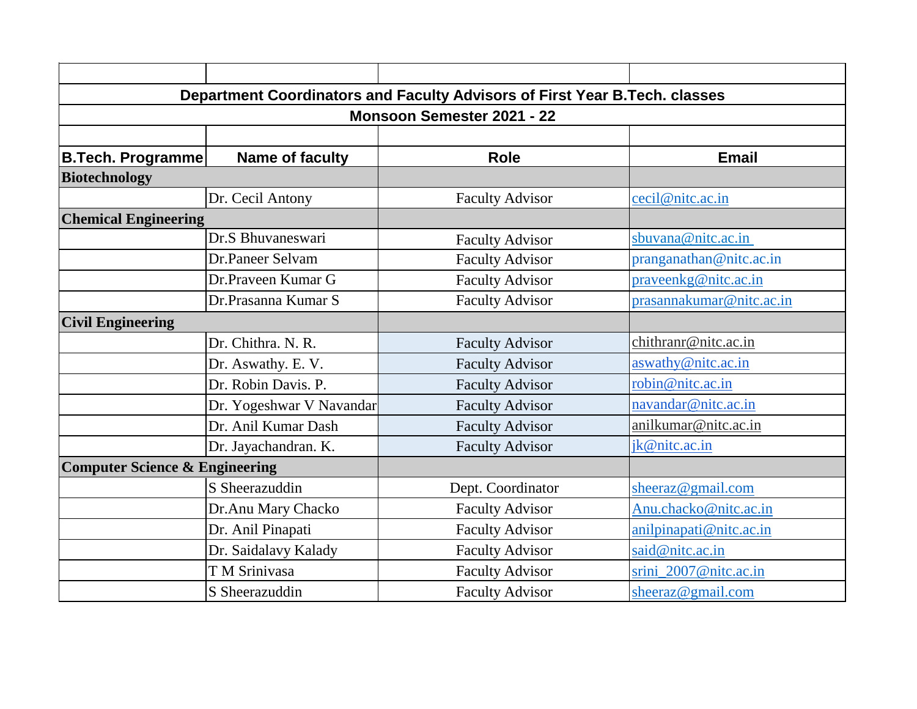## Department Coordinators and Faculty Advisors of First Year B.Tech. classes

### Monsoon Semester 2021 - 22

| B.Tech. Programme | Name of faculty | Role | Email |
|---|---|---|---|
| **Biotechnology** | | | |
| | Dr. Cecil Antony | Faculty Advisor | cecil@nitc.ac.in |
| **Chemical Engineering** | | | |
| | Dr.S Bhuvaneswari | Faculty Advisor | sbuvana@nitc.ac.in |
| | Dr.Paneer Selvam | Faculty Advisor | pranganathan@nitc.ac.in |
| | Dr.Praveen Kumar G | Faculty Advisor | praveenkg@nitc.ac.in |
| | Dr.Prasanna Kumar S | Faculty Advisor | prasannakumar@nitc.ac.in |
| **Civil Engineering** | | | |
| | Dr. Chithra. N. R. | Faculty Advisor | chithranr@nitc.ac.in |
| | Dr. Aswathy. E. V. | Faculty Advisor | aswathy@nitc.ac.in |
| | Dr. Robin Davis. P. | Faculty Advisor | robin@nitc.ac.in |
| | Dr. Yogeshwar V Navandar | Faculty Advisor | navandar@nitc.ac.in |
| | Dr. Anil Kumar Dash | Faculty Advisor | anilkumar@nitc.ac.in |
| | Dr. Jayachandran. K. | Faculty Advisor | jk@nitc.ac.in |
| **Computer Science & Engineering** | | | |
| | S Sheerazuddin | Dept. Coordinator | sheeraz@gmail.com |
| | Dr.Anu Mary Chacko | Faculty Advisor | Anu.chacko@nitc.ac.in |
| | Dr. Anil Pinapati | Faculty Advisor | anilpinapati@nitc.ac.in |
| | Dr. Saidalavy Kalady | Faculty Advisor | said@nitc.ac.in |
| | T M Srinivasa | Faculty Advisor | srini_2007@nitc.ac.in |
| | S Sheerazuddin | Faculty Advisor | sheeraz@gmail.com |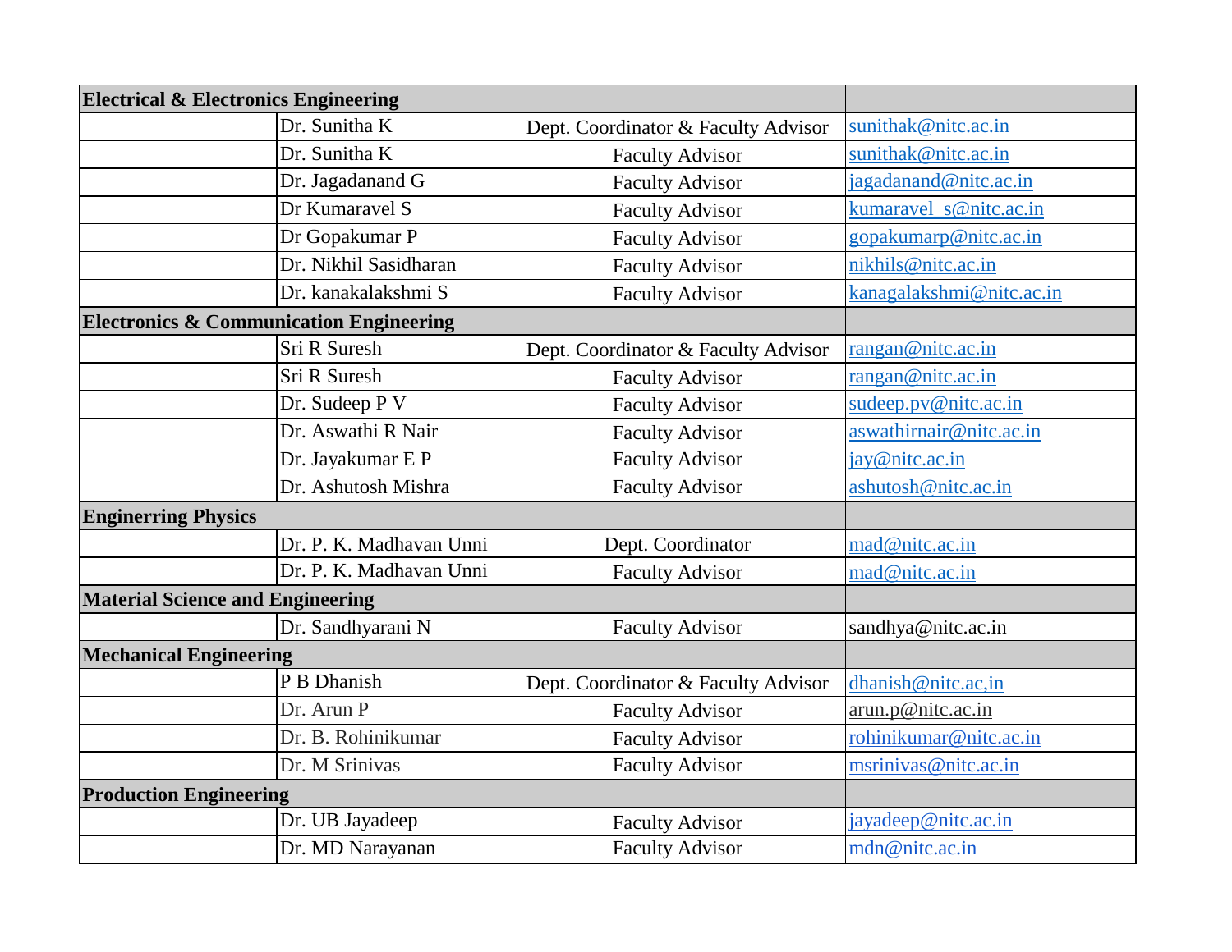| | | | |
|---|---|---|---|
| **Electrical & Electronics Engineering** | | | |
| | Dr. Sunitha K | Dept. Coordinator & Faculty Advisor | sunithak@nitc.ac.in |
| | Dr. Sunitha K | Faculty Advisor | sunithak@nitc.ac.in |
| | Dr. Jagadanand G | Faculty Advisor | jagadanand@nitc.ac.in |
| | Dr Kumaravel S | Faculty Advisor | kumaravel_s@nitc.ac.in |
| | Dr Gopakumar P | Faculty Advisor | gopakumarp@nitc.ac.in |
| | Dr. Nikhil Sasidharan | Faculty Advisor | nikhils@nitc.ac.in |
| | Dr. kanakalakshmi S | Faculty Advisor | kanagalakshmi@nitc.ac.in |
| **Electronics & Communication Engineering** | | | |
| | Sri R Suresh | Dept. Coordinator & Faculty Advisor | rangan@nitc.ac.in |
| | Sri R Suresh | Faculty Advisor | rangan@nitc.ac.in |
| | Dr. Sudeep P V | Faculty Advisor | sudeep.pv@nitc.ac.in |
| | Dr. Aswathi R Nair | Faculty Advisor | aswathirnair@nitc.ac.in |
| | Dr. Jayakumar E P | Faculty Advisor | jay@nitc.ac.in |
| | Dr. Ashutosh Mishra | Faculty Advisor | ashutosh@nitc.ac.in |
| **Enginerring Physics** | | | |
| | Dr. P. K. Madhavan Unni | Dept. Coordinator | mad@nitc.ac.in |
| | Dr. P. K. Madhavan Unni | Faculty Advisor | mad@nitc.ac.in |
| **Material Science and Engineering** | | | |
| | Dr. Sandhyarani N | Faculty Advisor | sandhya@nitc.ac.in |
| **Mechanical Engineering** | | | |
| | P B Dhanish | Dept. Coordinator & Faculty Advisor | dhanish@nitc.ac,in |
| | Dr. Arun P | Faculty Advisor | arun.p@nitc.ac.in |
| | Dr. B. Rohinikumar | Faculty Advisor | rohinikumar@nitc.ac.in |
| | Dr. M Srinivas | Faculty Advisor | msrinivas@nitc.ac.in |
| **Production Engineering** | | | |
| | Dr. UB Jayadeep | Faculty Advisor | jayadeep@nitc.ac.in |
| | Dr. MD Narayanan | Faculty Advisor | mdn@nitc.ac.in |